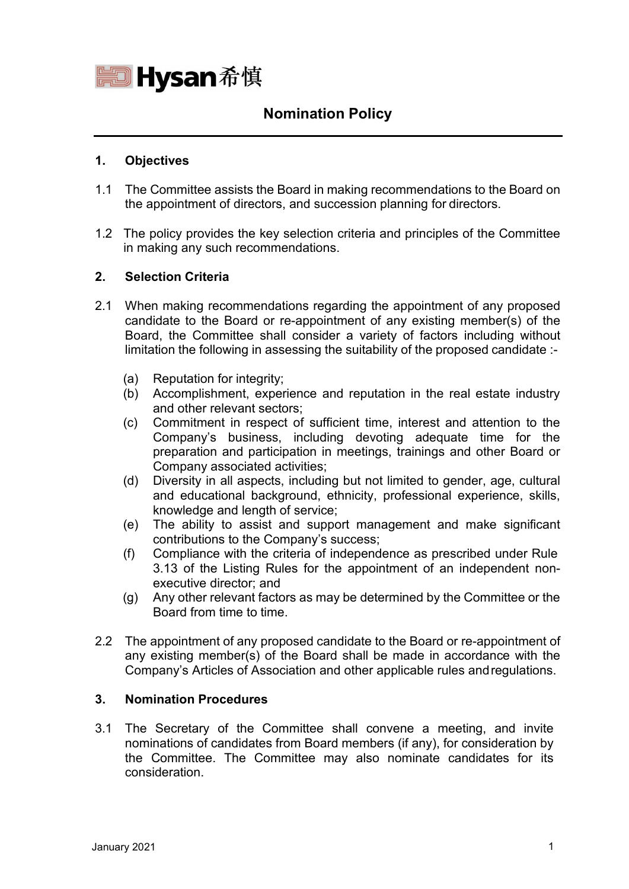# Hysan 希慎

## Nomination Policy

### 1. Objectives

1.1 The Committee assists the Board in making recommendations to the Board on the appointment of directors, and succession planning for directors.

1.2 The policy provides the key selection criteria and principles of the Committee in making any such recommendations.

### 2. Selection Criteria

2.1 When making recommendations regarding the appointment of any proposed candidate to the Board or re-appointment of any existing member(s) of the Board, the Committee shall consider a variety of factors including without limitation the following in assessing the suitability of the proposed candidate :-

(a) Reputation for integrity;
(b) Accomplishment, experience and reputation in the real estate industry and other relevant sectors;
(c) Commitment in respect of sufficient time, interest and attention to the Company's business, including devoting adequate time for the preparation and participation in meetings, trainings and other Board or Company associated activities;
(d) Diversity in all aspects, including but not limited to gender, age, cultural and educational background, ethnicity, professional experience, skills, knowledge and length of service;
(e) The ability to assist and support management and make significant contributions to the Company's success;
(f) Compliance with the criteria of independence as prescribed under Rule 3.13 of the Listing Rules for the appointment of an independent non-executive director; and
(g) Any other relevant factors as may be determined by the Committee or the Board from time to time.

2.2 The appointment of any proposed candidate to the Board or re-appointment of any existing member(s) of the Board shall be made in accordance with the Company's Articles of Association and other applicable rules and regulations.

### 3. Nomination Procedures

3.1 The Secretary of the Committee shall convene a meeting, and invite nominations of candidates from Board members (if any), for consideration by the Committee. The Committee may also nominate candidates for its consideration.

January 2021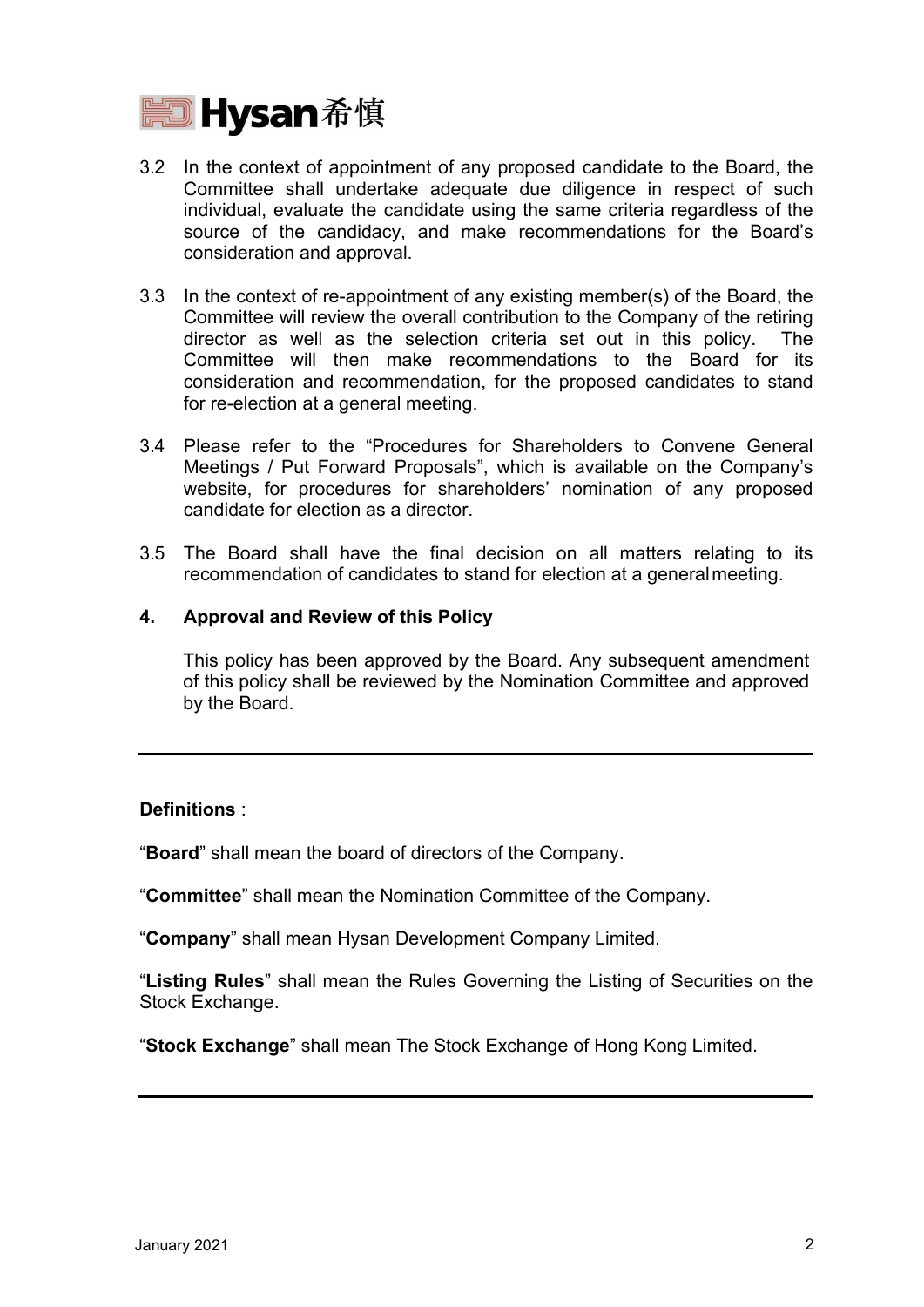3.2 In the context of appointment of any proposed candidate to the Board, the Committee shall undertake adequate due diligence in respect of such individual, evaluate the candidate using the same criteria regardless of the source of the candidacy, and make recommendations for the Board's consideration and approval.

3.3 In the context of re-appointment of any existing member(s) of the Board, the Committee will review the overall contribution to the Company of the retiring director as well as the selection criteria set out in this policy. The Committee will then make recommendations to the Board for its consideration and recommendation, for the proposed candidates to stand for re-election at a general meeting.

3.4 Please refer to the "Procedures for Shareholders to Convene General Meetings / Put Forward Proposals", which is available on the Company's website, for procedures for shareholders' nomination of any proposed candidate for election as a director.

3.5 The Board shall have the final decision on all matters relating to its recommendation of candidates to stand for election at a general meeting.

## 4. Approval and Review of this Policy

This policy has been approved by the Board. Any subsequent amendment of this policy shall be reviewed by the Nomination Committee and approved by the Board.

---

**Definitions** :

"**Board**" shall mean the board of directors of the Company.

"**Committee**" shall mean the Nomination Committee of the Company.

"**Company**" shall mean Hysan Development Company Limited.

"**Listing Rules**" shall mean the Rules Governing the Listing of Securities on the Stock Exchange.

"**Stock Exchange**" shall mean The Stock Exchange of Hong Kong Limited.

---